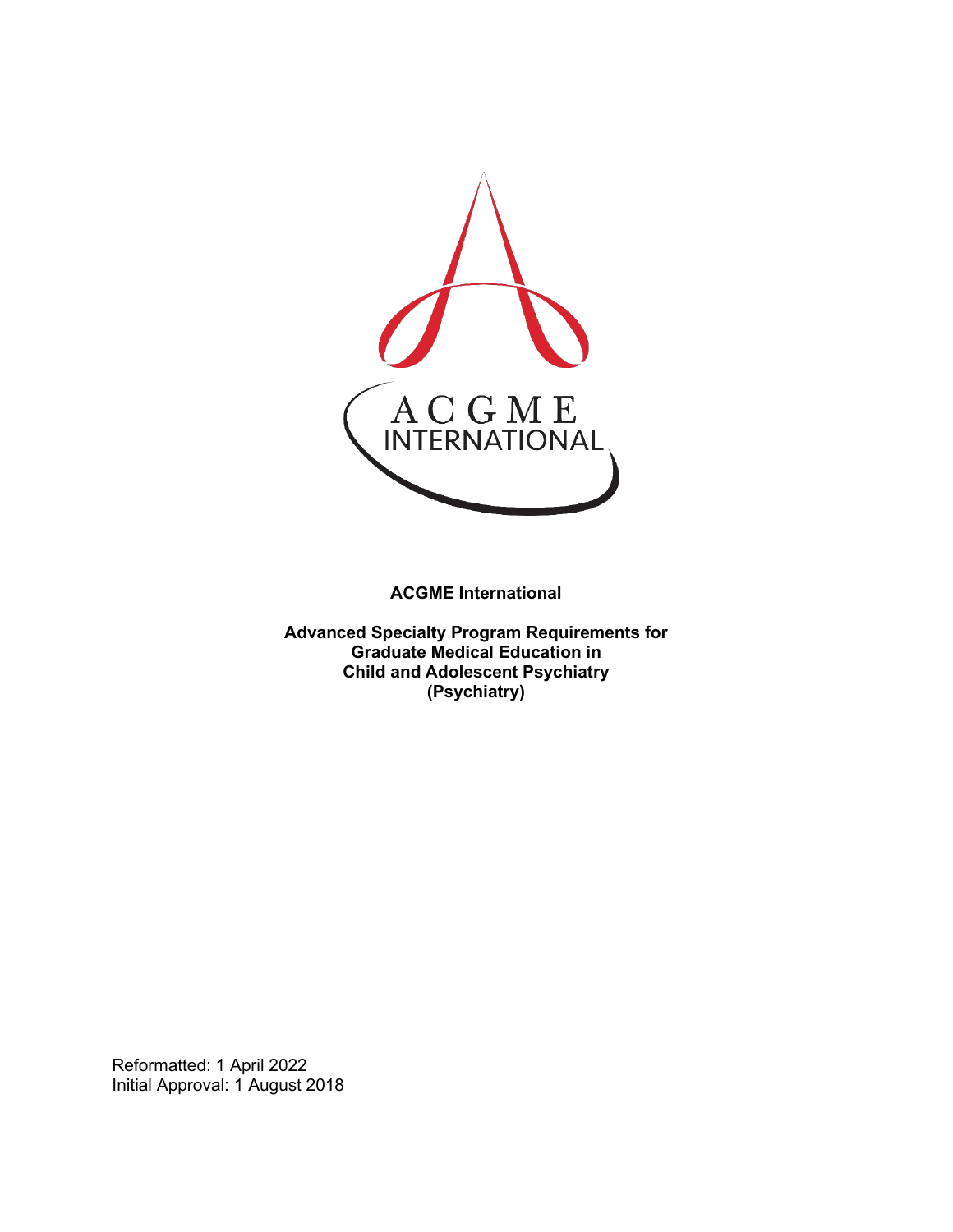ACGME International

**Advanced Specialty Program Requirements for Graduate Medical Education in Child and Adolescent Psychiatry (Psychiatry)**

Reformatted: 1 April 2022
Initial Approval: 1 August 2018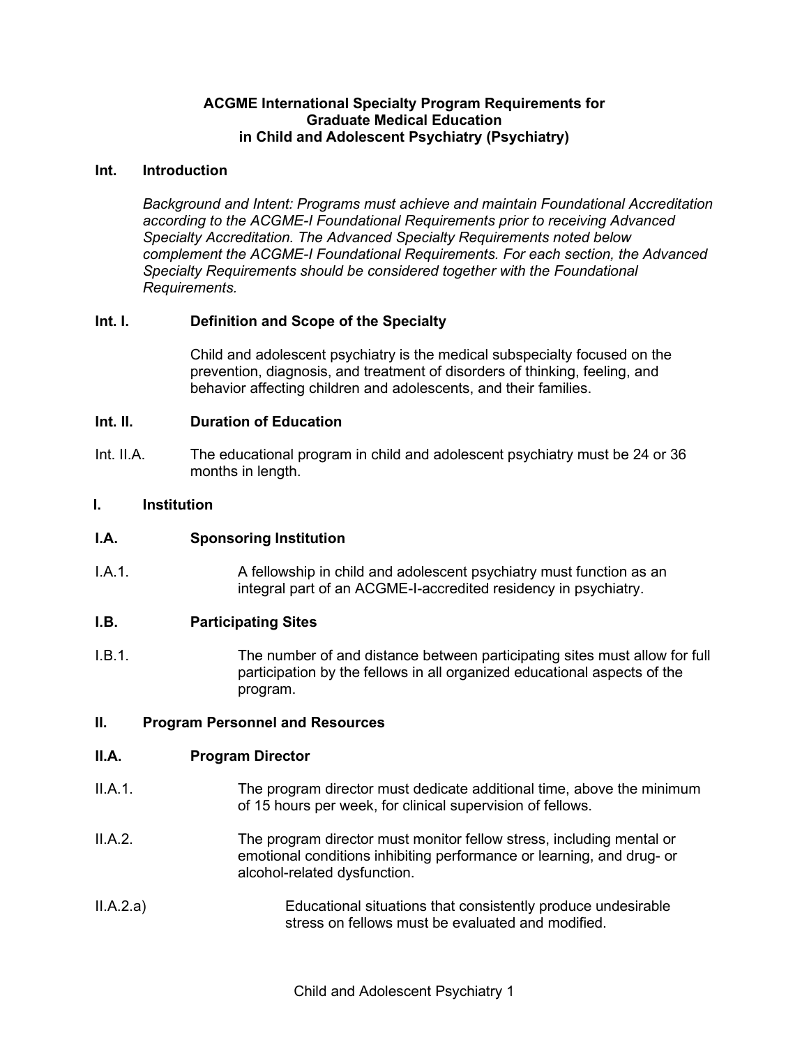**ACGME International Specialty Program Requirements for Graduate Medical Education in Child and Adolescent Psychiatry (Psychiatry)**

## Int. Introduction

*Background and Intent: Programs must achieve and maintain Foundational Accreditation according to the ACGME-I Foundational Requirements prior to receiving Advanced Specialty Accreditation. The Advanced Specialty Requirements noted below complement the ACGME-I Foundational Requirements. For each section, the Advanced Specialty Requirements should be considered together with the Foundational Requirements.*

### Int. I. Definition and Scope of the Specialty

Child and adolescent psychiatry is the medical subspecialty focused on the prevention, diagnosis, and treatment of disorders of thinking, feeling, and behavior affecting children and adolescents, and their families.

### Int. II. Duration of Education

Int. II.A. The educational program in child and adolescent psychiatry must be 24 or 36 months in length.

## I. Institution

### I.A. Sponsoring Institution

I.A.1. A fellowship in child and adolescent psychiatry must function as an integral part of an ACGME-I-accredited residency in psychiatry.

### I.B. Participating Sites

I.B.1. The number of and distance between participating sites must allow for full participation by the fellows in all organized educational aspects of the program.

## II. Program Personnel and Resources

### II.A. Program Director

II.A.1. The program director must dedicate additional time, above the minimum of 15 hours per week, for clinical supervision of fellows.

II.A.2. The program director must monitor fellow stress, including mental or emotional conditions inhibiting performance or learning, and drug- or alcohol-related dysfunction.

II.A.2.a) Educational situations that consistently produce undesirable stress on fellows must be evaluated and modified.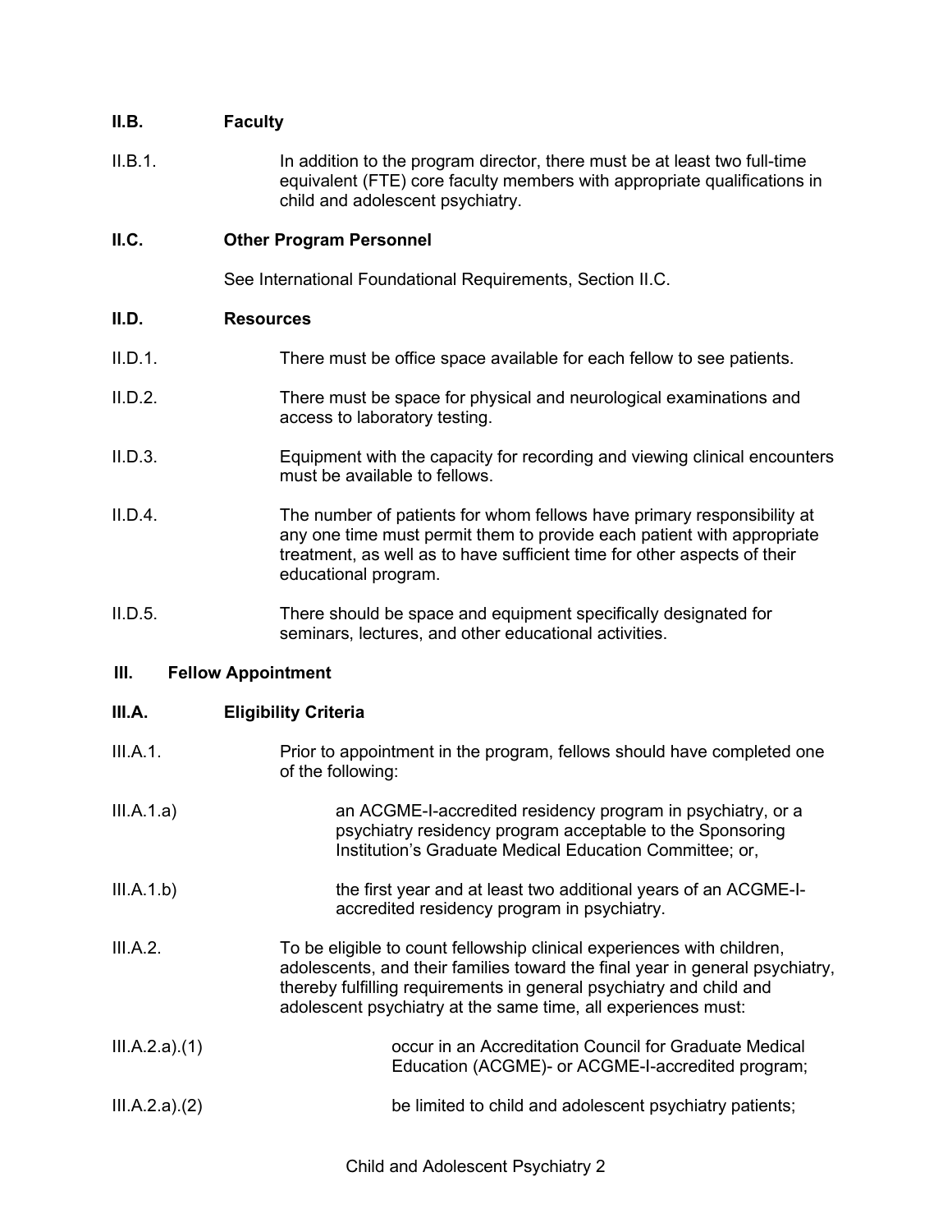**II.B. Faculty**

II.B.1. In addition to the program director, there must be at least two full-time equivalent (FTE) core faculty members with appropriate qualifications in child and adolescent psychiatry.

**II.C. Other Program Personnel**

See International Foundational Requirements, Section II.C.

**II.D. Resources**

II.D.1. There must be office space available for each fellow to see patients.

II.D.2. There must be space for physical and neurological examinations and access to laboratory testing.

II.D.3. Equipment with the capacity for recording and viewing clinical encounters must be available to fellows.

II.D.4. The number of patients for whom fellows have primary responsibility at any one time must permit them to provide each patient with appropriate treatment, as well as to have sufficient time for other aspects of their educational program.

II.D.5. There should be space and equipment specifically designated for seminars, lectures, and other educational activities.

**III. Fellow Appointment**

**III.A. Eligibility Criteria**

III.A.1. Prior to appointment in the program, fellows should have completed one of the following:

III.A.1.a) an ACGME-I-accredited residency program in psychiatry, or a psychiatry residency program acceptable to the Sponsoring Institution's Graduate Medical Education Committee; or,

III.A.1.b) the first year and at least two additional years of an ACGME-I-accredited residency program in psychiatry.

III.A.2. To be eligible to count fellowship clinical experiences with children, adolescents, and their families toward the final year in general psychiatry, thereby fulfilling requirements in general psychiatry and child and adolescent psychiatry at the same time, all experiences must:

III.A.2.a).(1) occur in an Accreditation Council for Graduate Medical Education (ACGME)- or ACGME-I-accredited program;

III.A.2.a).(2) be limited to child and adolescent psychiatry patients;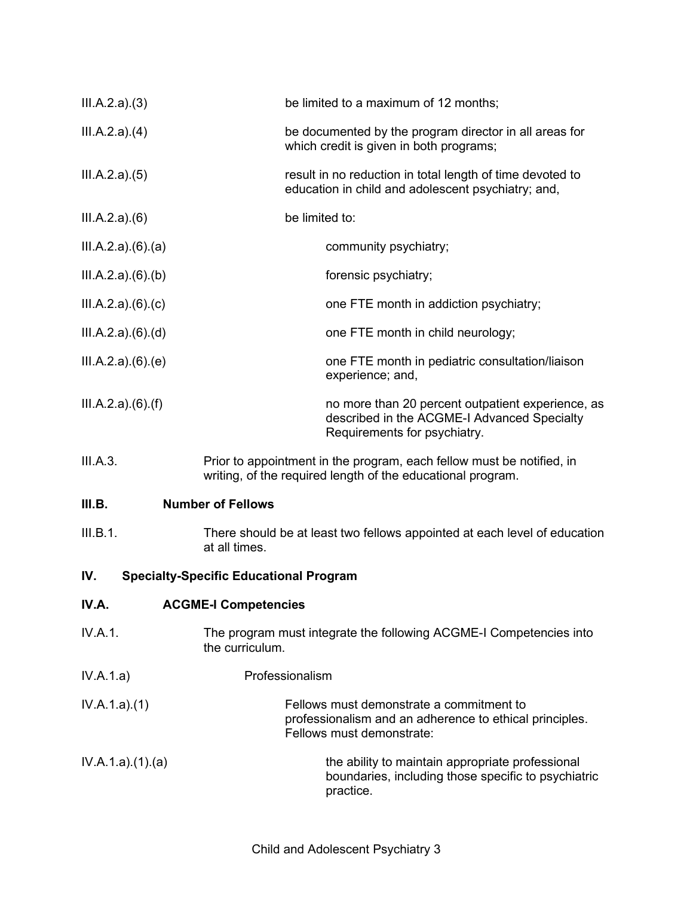III.A.2.a).(3) be limited to a maximum of 12 months;

III.A.2.a).(4) be documented by the program director in all areas for which credit is given in both programs;

III.A.2.a).(5) result in no reduction in total length of time devoted to education in child and adolescent psychiatry; and,

III.A.2.a).(6) be limited to:

III.A.2.a).(6).(a) community psychiatry;

III.A.2.a).(6).(b) forensic psychiatry;

III.A.2.a).(6).(c) one FTE month in addiction psychiatry;

III.A.2.a).(6).(d) one FTE month in child neurology;

III.A.2.a).(6).(e) one FTE month in pediatric consultation/liaison experience; and,

III.A.2.a).(6).(f) no more than 20 percent outpatient experience, as described in the ACGME-I Advanced Specialty Requirements for psychiatry.

III.A.3. Prior to appointment in the program, each fellow must be notified, in writing, of the required length of the educational program.

**III.B. Number of Fellows**

III.B.1. There should be at least two fellows appointed at each level of education at all times.

**IV. Specialty-Specific Educational Program**

**IV.A. ACGME-I Competencies**

IV.A.1. The program must integrate the following ACGME-I Competencies into the curriculum.

IV.A.1.a) Professionalism

IV.A.1.a).(1) Fellows must demonstrate a commitment to professionalism and an adherence to ethical principles. Fellows must demonstrate:

IV.A.1.a).(1).(a) the ability to maintain appropriate professional boundaries, including those specific to psychiatric practice.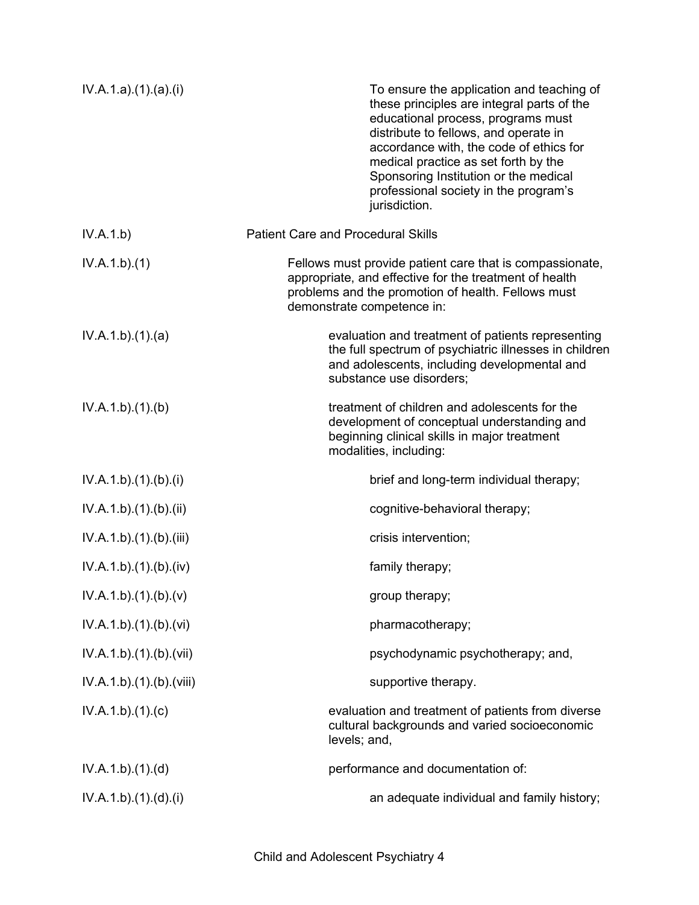| | |
|---|---|
| IV.A.1.a).(1).(a).(i) | To ensure the application and teaching of these principles are integral parts of the educational process, programs must distribute to fellows, and operate in accordance with, the code of ethics for medical practice as set forth by the Sponsoring Institution or the medical professional society in the program's jurisdiction. |
| IV.A.1.b) | Patient Care and Procedural Skills |
| IV.A.1.b).(1) | Fellows must provide patient care that is compassionate, appropriate, and effective for the treatment of health problems and the promotion of health. Fellows must demonstrate competence in: |
| IV.A.1.b).(1).(a) | evaluation and treatment of patients representing the full spectrum of psychiatric illnesses in children and adolescents, including developmental and substance use disorders; |
| IV.A.1.b).(1).(b) | treatment of children and adolescents for the development of conceptual understanding and beginning clinical skills in major treatment modalities, including: |
| IV.A.1.b).(1).(b).(i) | brief and long-term individual therapy; |
| IV.A.1.b).(1).(b).(ii) | cognitive-behavioral therapy; |
| IV.A.1.b).(1).(b).(iii) | crisis intervention; |
| IV.A.1.b).(1).(b).(iv) | family therapy; |
| IV.A.1.b).(1).(b).(v) | group therapy; |
| IV.A.1.b).(1).(b).(vi) | pharmacotherapy; |
| IV.A.1.b).(1).(b).(vii) | psychodynamic psychotherapy; and, |
| IV.A.1.b).(1).(b).(viii) | supportive therapy. |
| IV.A.1.b).(1).(c) | evaluation and treatment of patients from diverse cultural backgrounds and varied socioeconomic levels; and, |
| IV.A.1.b).(1).(d) | performance and documentation of: |
| IV.A.1.b).(1).(d).(i) | an adequate individual and family history; |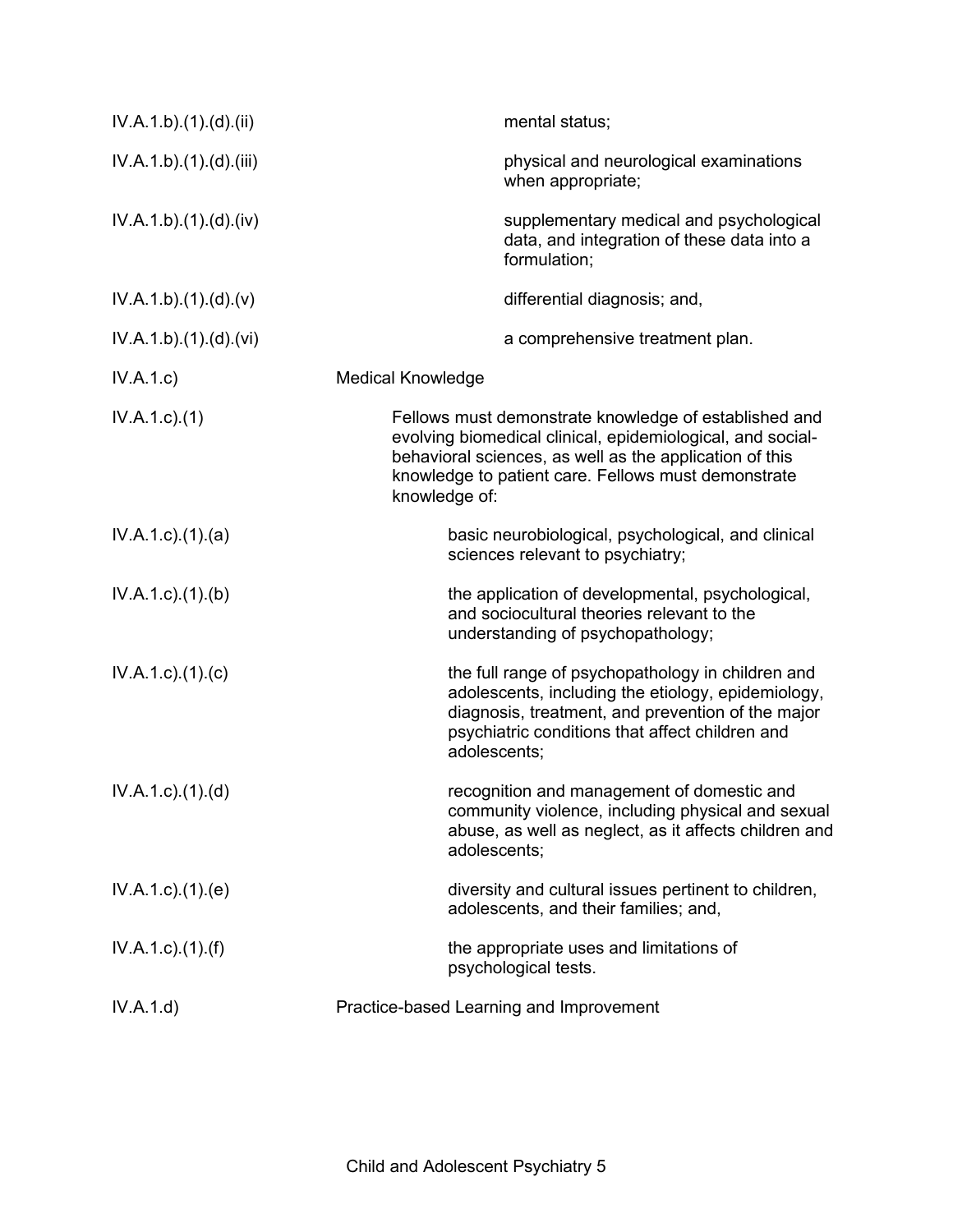| | |
|---|---|
| IV.A.1.b).(1).(d).(ii) | mental status; |
| IV.A.1.b).(1).(d).(iii) | physical and neurological examinations when appropriate; |
| IV.A.1.b).(1).(d).(iv) | supplementary medical and psychological data, and integration of these data into a formulation; |
| IV.A.1.b).(1).(d).(v) | differential diagnosis; and, |
| IV.A.1.b).(1).(d).(vi) | a comprehensive treatment plan. |
| IV.A.1.c) | Medical Knowledge |
| IV.A.1.c).(1) | Fellows must demonstrate knowledge of established and evolving biomedical clinical, epidemiological, and social-behavioral sciences, as well as the application of this knowledge to patient care. Fellows must demonstrate knowledge of: |
| IV.A.1.c).(1).(a) | basic neurobiological, psychological, and clinical sciences relevant to psychiatry; |
| IV.A.1.c).(1).(b) | the application of developmental, psychological, and sociocultural theories relevant to the understanding of psychopathology; |
| IV.A.1.c).(1).(c) | the full range of psychopathology in children and adolescents, including the etiology, epidemiology, diagnosis, treatment, and prevention of the major psychiatric conditions that affect children and adolescents; |
| IV.A.1.c).(1).(d) | recognition and management of domestic and community violence, including physical and sexual abuse, as well as neglect, as it affects children and adolescents; |
| IV.A.1.c).(1).(e) | diversity and cultural issues pertinent to children, adolescents, and their families; and, |
| IV.A.1.c).(1).(f) | the appropriate uses and limitations of psychological tests. |
| IV.A.1.d) | Practice-based Learning and Improvement |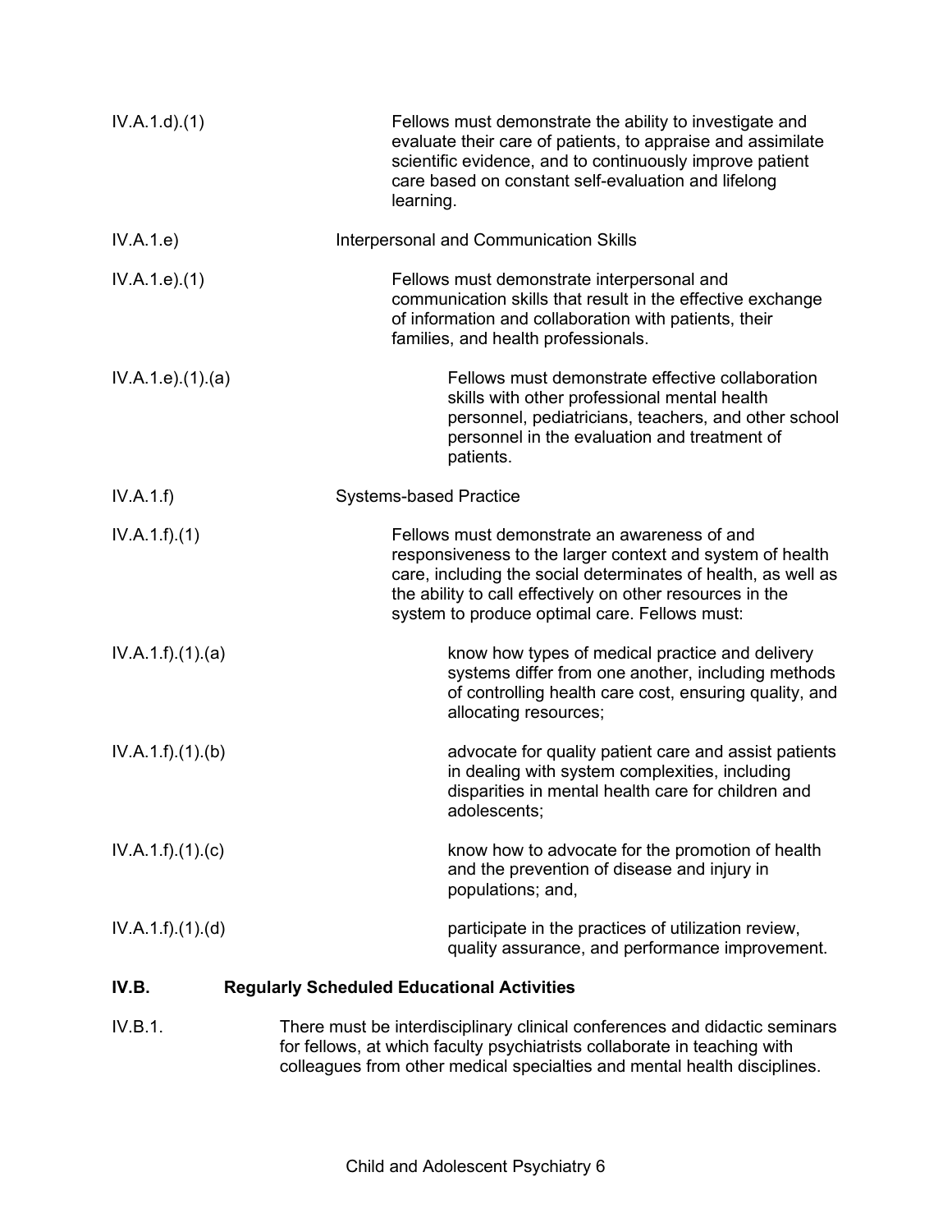IV.A.1.d).(1) Fellows must demonstrate the ability to investigate and evaluate their care of patients, to appraise and assimilate scientific evidence, and to continuously improve patient care based on constant self-evaluation and lifelong learning.

IV.A.1.e) Interpersonal and Communication Skills

IV.A.1.e).(1) Fellows must demonstrate interpersonal and communication skills that result in the effective exchange of information and collaboration with patients, their families, and health professionals.

IV.A.1.e).(1).(a) Fellows must demonstrate effective collaboration skills with other professional mental health personnel, pediatricians, teachers, and other school personnel in the evaluation and treatment of patients.

IV.A.1.f) Systems-based Practice

IV.A.1.f).(1) Fellows must demonstrate an awareness of and responsiveness to the larger context and system of health care, including the social determinates of health, as well as the ability to call effectively on other resources in the system to produce optimal care. Fellows must:

IV.A.1.f).(1).(a) know how types of medical practice and delivery systems differ from one another, including methods of controlling health care cost, ensuring quality, and allocating resources;

IV.A.1.f).(1).(b) advocate for quality patient care and assist patients in dealing with system complexities, including disparities in mental health care for children and adolescents;

IV.A.1.f).(1).(c) know how to advocate for the promotion of health and the prevention of disease and injury in populations; and,

IV.A.1.f).(1).(d) participate in the practices of utilization review, quality assurance, and performance improvement.

**IV.B. Regularly Scheduled Educational Activities**

IV.B.1. There must be interdisciplinary clinical conferences and didactic seminars for fellows, at which faculty psychiatrists collaborate in teaching with colleagues from other medical specialties and mental health disciplines.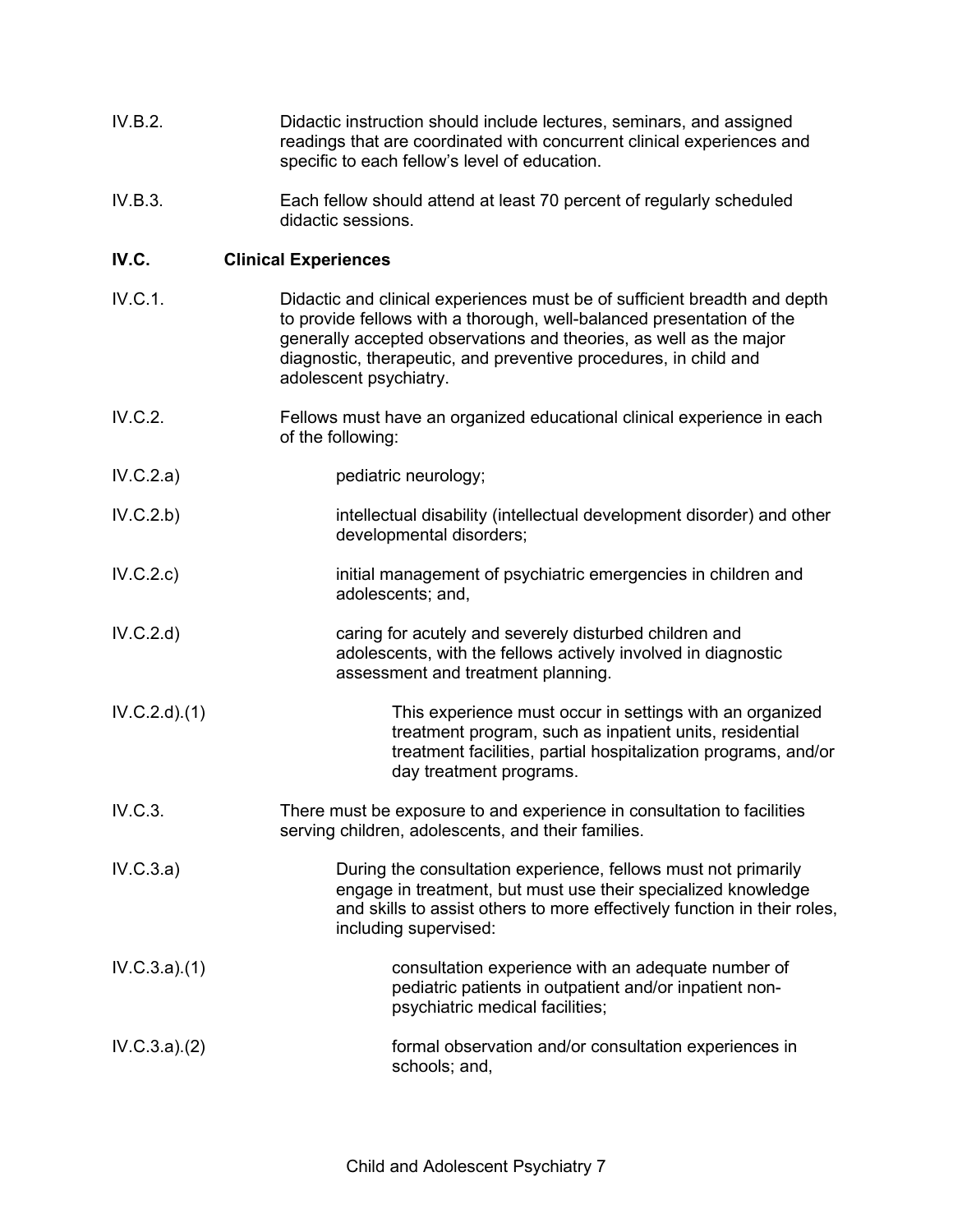IV.B.2. Didactic instruction should include lectures, seminars, and assigned readings that are coordinated with concurrent clinical experiences and specific to each fellow's level of education.

IV.B.3. Each fellow should attend at least 70 percent of regularly scheduled didactic sessions.

**IV.C. Clinical Experiences**

IV.C.1. Didactic and clinical experiences must be of sufficient breadth and depth to provide fellows with a thorough, well-balanced presentation of the generally accepted observations and theories, as well as the major diagnostic, therapeutic, and preventive procedures, in child and adolescent psychiatry.

IV.C.2. Fellows must have an organized educational clinical experience in each of the following:

IV.C.2.a) pediatric neurology;

IV.C.2.b) intellectual disability (intellectual development disorder) and other developmental disorders;

IV.C.2.c) initial management of psychiatric emergencies in children and adolescents; and,

IV.C.2.d) caring for acutely and severely disturbed children and adolescents, with the fellows actively involved in diagnostic assessment and treatment planning.

IV.C.2.d).(1) This experience must occur in settings with an organized treatment program, such as inpatient units, residential treatment facilities, partial hospitalization programs, and/or day treatment programs.

IV.C.3. There must be exposure to and experience in consultation to facilities serving children, adolescents, and their families.

IV.C.3.a) During the consultation experience, fellows must not primarily engage in treatment, but must use their specialized knowledge and skills to assist others to more effectively function in their roles, including supervised:

IV.C.3.a).(1) consultation experience with an adequate number of pediatric patients in outpatient and/or inpatient non-psychiatric medical facilities;

IV.C.3.a).(2) formal observation and/or consultation experiences in schools; and,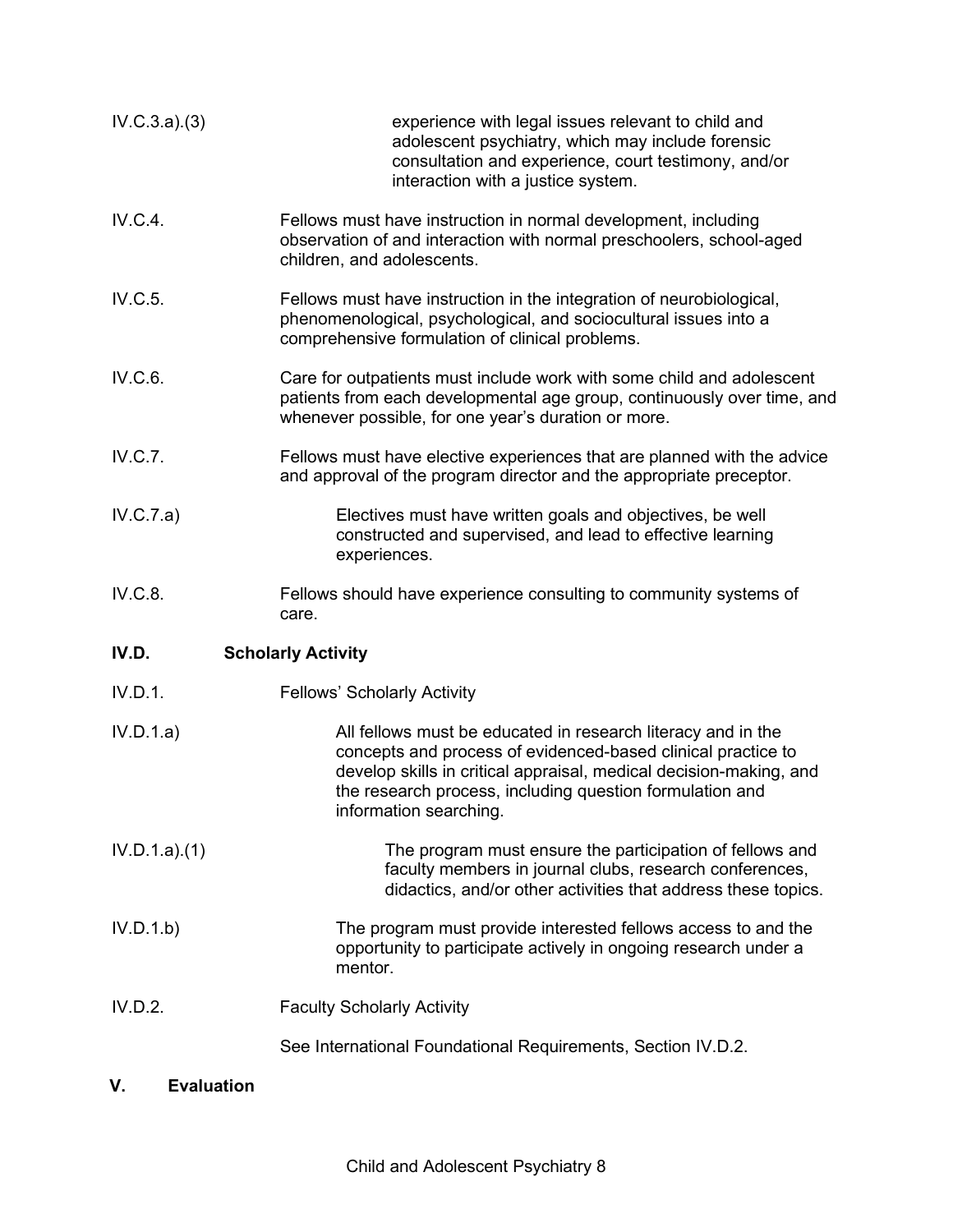IV.C.3.a).(3) experience with legal issues relevant to child and adolescent psychiatry, which may include forensic consultation and experience, court testimony, and/or interaction with a justice system.

IV.C.4. Fellows must have instruction in normal development, including observation of and interaction with normal preschoolers, school-aged children, and adolescents.

IV.C.5. Fellows must have instruction in the integration of neurobiological, phenomenological, psychological, and sociocultural issues into a comprehensive formulation of clinical problems.

IV.C.6. Care for outpatients must include work with some child and adolescent patients from each developmental age group, continuously over time, and whenever possible, for one year's duration or more.

IV.C.7. Fellows must have elective experiences that are planned with the advice and approval of the program director and the appropriate preceptor.

IV.C.7.a) Electives must have written goals and objectives, be well constructed and supervised, and lead to effective learning experiences.

IV.C.8. Fellows should have experience consulting to community systems of care.

**IV.D. Scholarly Activity**

IV.D.1. Fellows' Scholarly Activity

IV.D.1.a) All fellows must be educated in research literacy and in the concepts and process of evidenced-based clinical practice to develop skills in critical appraisal, medical decision-making, and the research process, including question formulation and information searching.

IV.D.1.a).(1) The program must ensure the participation of fellows and faculty members in journal clubs, research conferences, didactics, and/or other activities that address these topics.

IV.D.1.b) The program must provide interested fellows access to and the opportunity to participate actively in ongoing research under a mentor.

IV.D.2. Faculty Scholarly Activity

See International Foundational Requirements, Section IV.D.2.

**V. Evaluation**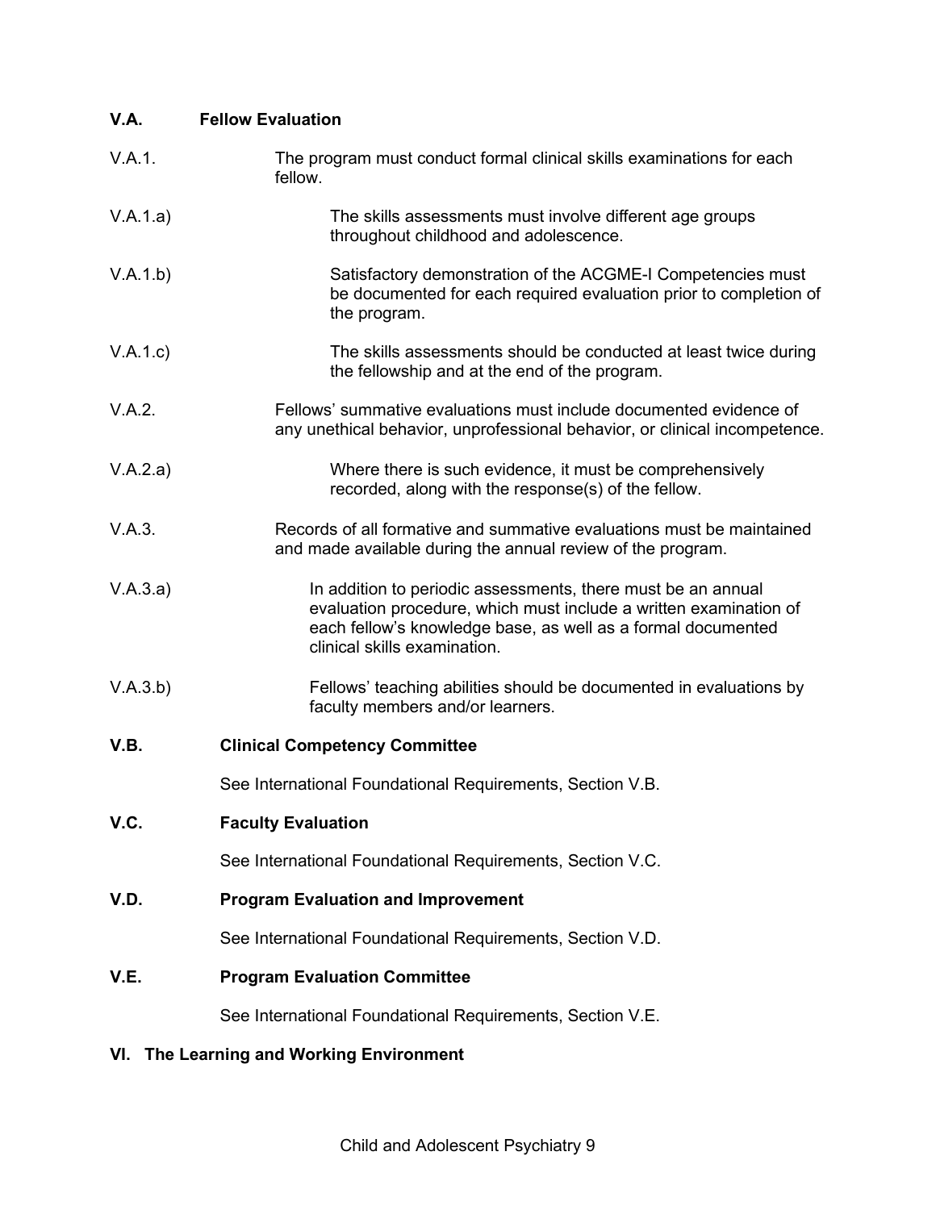**V.A. Fellow Evaluation**

V.A.1. The program must conduct formal clinical skills examinations for each fellow.

V.A.1.a) The skills assessments must involve different age groups throughout childhood and adolescence.

V.A.1.b) Satisfactory demonstration of the ACGME-I Competencies must be documented for each required evaluation prior to completion of the program.

V.A.1.c) The skills assessments should be conducted at least twice during the fellowship and at the end of the program.

V.A.2. Fellows' summative evaluations must include documented evidence of any unethical behavior, unprofessional behavior, or clinical incompetence.

V.A.2.a) Where there is such evidence, it must be comprehensively recorded, along with the response(s) of the fellow.

V.A.3. Records of all formative and summative evaluations must be maintained and made available during the annual review of the program.

V.A.3.a) In addition to periodic assessments, there must be an annual evaluation procedure, which must include a written examination of each fellow's knowledge base, as well as a formal documented clinical skills examination.

V.A.3.b) Fellows' teaching abilities should be documented in evaluations by faculty members and/or learners.

**V.B. Clinical Competency Committee**

See International Foundational Requirements, Section V.B.

**V.C. Faculty Evaluation**

See International Foundational Requirements, Section V.C.

**V.D. Program Evaluation and Improvement**

See International Foundational Requirements, Section V.D.

**V.E. Program Evaluation Committee**

See International Foundational Requirements, Section V.E.

**VI. The Learning and Working Environment**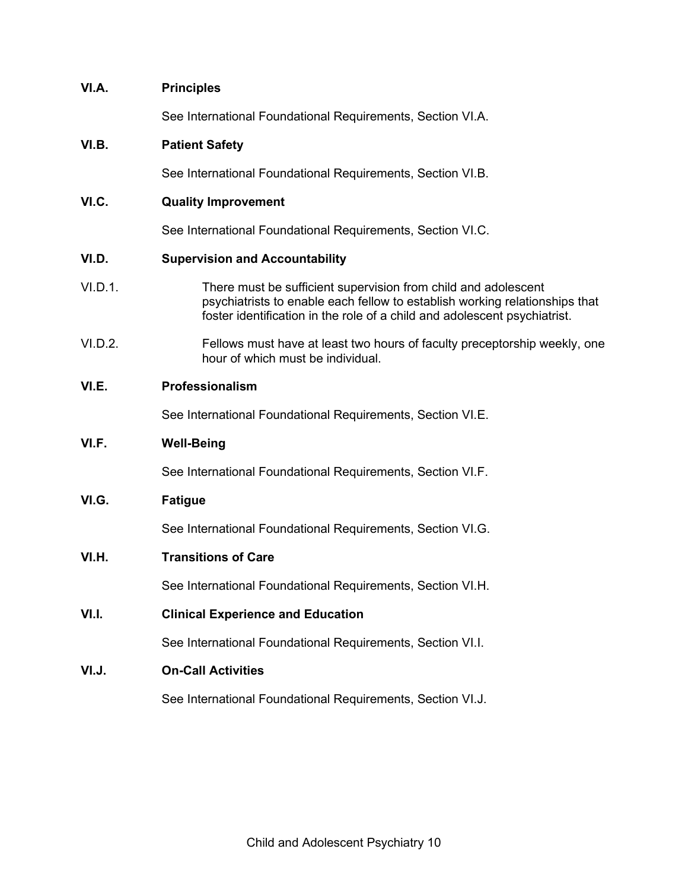**VI.A. Principles**

See International Foundational Requirements, Section VI.A.

**VI.B. Patient Safety**

See International Foundational Requirements, Section VI.B.

**VI.C. Quality Improvement**

See International Foundational Requirements, Section VI.C.

**VI.D. Supervision and Accountability**

VI.D.1. There must be sufficient supervision from child and adolescent psychiatrists to enable each fellow to establish working relationships that foster identification in the role of a child and adolescent psychiatrist.

VI.D.2. Fellows must have at least two hours of faculty preceptorship weekly, one hour of which must be individual.

**VI.E. Professionalism**

See International Foundational Requirements, Section VI.E.

**VI.F. Well-Being**

See International Foundational Requirements, Section VI.F.

**VI.G. Fatigue**

See International Foundational Requirements, Section VI.G.

**VI.H. Transitions of Care**

See International Foundational Requirements, Section VI.H.

**VI.I. Clinical Experience and Education**

See International Foundational Requirements, Section VI.I.

**VI.J. On-Call Activities**

See International Foundational Requirements, Section VI.J.